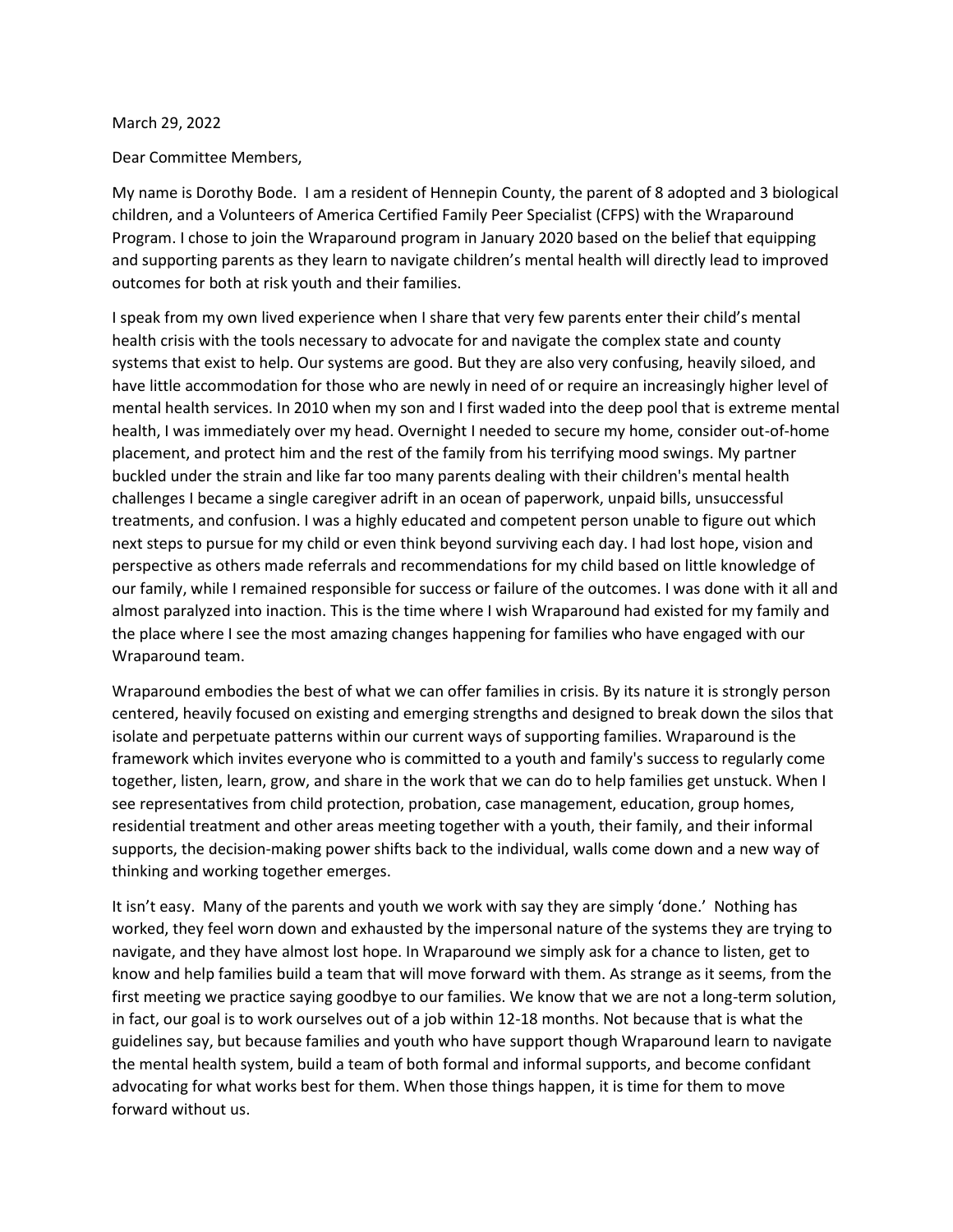March 29, 2022

Dear Committee Members,

My name is Dorothy Bode. I am a resident of Hennepin County, the parent of 8 adopted and 3 biological children, and a Volunteers of America Certified Family Peer Specialist (CFPS) with the Wraparound Program. I chose to join the Wraparound program in January 2020 based on the belief that equipping and supporting parents as they learn to navigate children's mental health will directly lead to improved outcomes for both at risk youth and their families.

I speak from my own lived experience when I share that very few parents enter their child's mental health crisis with the tools necessary to advocate for and navigate the complex state and county systems that exist to help. Our systems are good. But they are also very confusing, heavily siloed, and have little accommodation for those who are newly in need of or require an increasingly higher level of mental health services. In 2010 when my son and I first waded into the deep pool that is extreme mental health, I was immediately over my head. Overnight I needed to secure my home, consider out-of-home placement, and protect him and the rest of the family from his terrifying mood swings. My partner buckled under the strain and like far too many parents dealing with their children's mental health challenges I became a single caregiver adrift in an ocean of paperwork, unpaid bills, unsuccessful treatments, and confusion. I was a highly educated and competent person unable to figure out which next steps to pursue for my child or even think beyond surviving each day. I had lost hope, vision and perspective as others made referrals and recommendations for my child based on little knowledge of our family, while I remained responsible for success or failure of the outcomes. I was done with it all and almost paralyzed into inaction. This is the time where I wish Wraparound had existed for my family and the place where I see the most amazing changes happening for families who have engaged with our Wraparound team.

Wraparound embodies the best of what we can offer families in crisis. By its nature it is strongly person centered, heavily focused on existing and emerging strengths and designed to break down the silos that isolate and perpetuate patterns within our current ways of supporting families. Wraparound is the framework which invites everyone who is committed to a youth and family's success to regularly come together, listen, learn, grow, and share in the work that we can do to help families get unstuck. When I see representatives from child protection, probation, case management, education, group homes, residential treatment and other areas meeting together with a youth, their family, and their informal supports, the decision-making power shifts back to the individual, walls come down and a new way of thinking and working together emerges.

It isn't easy. Many of the parents and youth we work with say they are simply 'done.' Nothing has worked, they feel worn down and exhausted by the impersonal nature of the systems they are trying to navigate, and they have almost lost hope. In Wraparound we simply ask for a chance to listen, get to know and help families build a team that will move forward with them. As strange as it seems, from the first meeting we practice saying goodbye to our families. We know that we are not a long-term solution, in fact, our goal is to work ourselves out of a job within 12-18 months. Not because that is what the guidelines say, but because families and youth who have support though Wraparound learn to navigate the mental health system, build a team of both formal and informal supports, and become confidant advocating for what works best for them. When those things happen, it is time for them to move forward without us.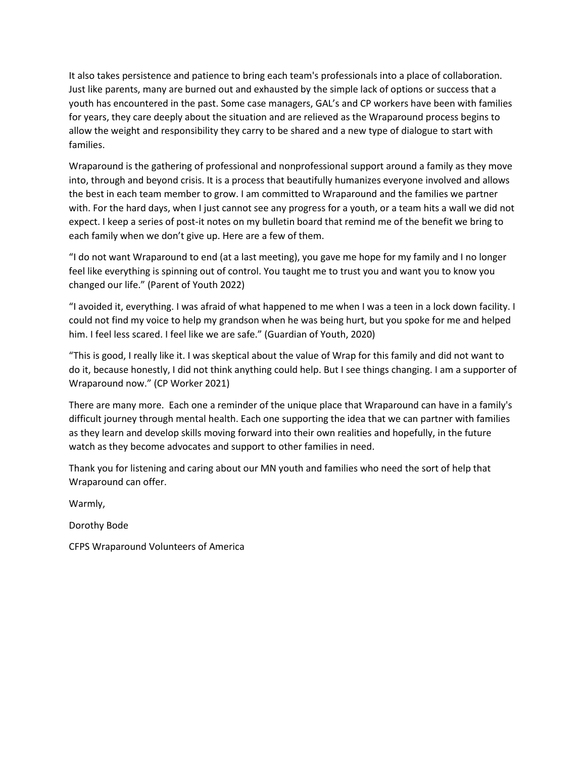It also takes persistence and patience to bring each team's professionals into a place of collaboration. Just like parents, many are burned out and exhausted by the simple lack of options or success that a youth has encountered in the past. Some case managers, GAL's and CP workers have been with families for years, they care deeply about the situation and are relieved as the Wraparound process begins to allow the weight and responsibility they carry to be shared and a new type of dialogue to start with families.

Wraparound is the gathering of professional and nonprofessional support around a family as they move into, through and beyond crisis. It is a process that beautifully humanizes everyone involved and allows the best in each team member to grow. I am committed to Wraparound and the families we partner with. For the hard days, when I just cannot see any progress for a youth, or a team hits a wall we did not expect. I keep a series of post-it notes on my bulletin board that remind me of the benefit we bring to each family when we don't give up. Here are a few of them.

"I do not want Wraparound to end (at a last meeting), you gave me hope for my family and I no longer feel like everything is spinning out of control. You taught me to trust you and want you to know you changed our life." (Parent of Youth 2022)

"I avoided it, everything. I was afraid of what happened to me when I was a teen in a lock down facility. I could not find my voice to help my grandson when he was being hurt, but you spoke for me and helped him. I feel less scared. I feel like we are safe." (Guardian of Youth, 2020)

"This is good, I really like it. I was skeptical about the value of Wrap for this family and did not want to do it, because honestly, I did not think anything could help. But I see things changing. I am a supporter of Wraparound now." (CP Worker 2021)

There are many more. Each one a reminder of the unique place that Wraparound can have in a family's difficult journey through mental health. Each one supporting the idea that we can partner with families as they learn and develop skills moving forward into their own realities and hopefully, in the future watch as they become advocates and support to other families in need.

Thank you for listening and caring about our MN youth and families who need the sort of help that Wraparound can offer.

Warmly,

Dorothy Bode

CFPS Wraparound Volunteers of America